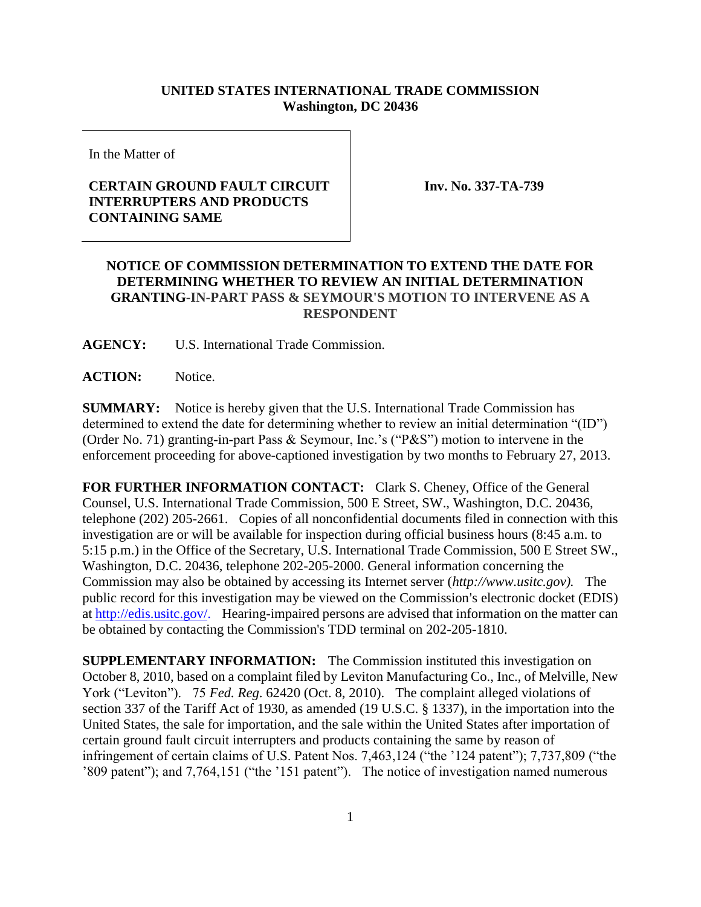**UNITED STATES INTERNATIONAL TRADE COMMISSION**
**Washington, DC 20436**

In the Matter of

**CERTAIN GROUND FAULT CIRCUIT INTERRUPTERS AND PRODUCTS CONTAINING SAME**

**Inv. No. 337-TA-739**

## NOTICE OF COMMISSION DETERMINATION TO EXTEND THE DATE FOR DETERMINING WHETHER TO REVIEW AN INITIAL DETERMINATION GRANTING-IN-PART PASS & SEYMOUR'S MOTION TO INTERVENE AS A RESPONDENT

**AGENCY:** U.S. International Trade Commission.

**ACTION:** Notice.

**SUMMARY:** Notice is hereby given that the U.S. International Trade Commission has determined to extend the date for determining whether to review an initial determination "(ID") (Order No. 71) granting-in-part Pass & Seymour, Inc.'s ("P&S") motion to intervene in the enforcement proceeding for above-captioned investigation by two months to February 27, 2013.

**FOR FURTHER INFORMATION CONTACT:** Clark S. Cheney, Office of the General Counsel, U.S. International Trade Commission, 500 E Street, SW., Washington, D.C. 20436, telephone (202) 205-2661. Copies of all nonconfidential documents filed in connection with this investigation are or will be available for inspection during official business hours (8:45 a.m. to 5:15 p.m.) in the Office of the Secretary, U.S. International Trade Commission, 500 E Street SW., Washington, D.C. 20436, telephone 202-205-2000. General information concerning the Commission may also be obtained by accessing its Internet server (*http://www.usitc.gov).* The public record for this investigation may be viewed on the Commission's electronic docket (EDIS) at http://edis.usitc.gov/. Hearing-impaired persons are advised that information on the matter can be obtained by contacting the Commission's TDD terminal on 202-205-1810.

**SUPPLEMENTARY INFORMATION:** The Commission instituted this investigation on October 8, 2010, based on a complaint filed by Leviton Manufacturing Co., Inc., of Melville, New York ("Leviton"). 75 *Fed. Reg*. 62420 (Oct. 8, 2010). The complaint alleged violations of section 337 of the Tariff Act of 1930, as amended (19 U.S.C. § 1337), in the importation into the United States, the sale for importation, and the sale within the United States after importation of certain ground fault circuit interrupters and products containing the same by reason of infringement of certain claims of U.S. Patent Nos. 7,463,124 ("the '124 patent"); 7,737,809 ("the '809 patent"); and 7,764,151 ("the '151 patent"). The notice of investigation named numerous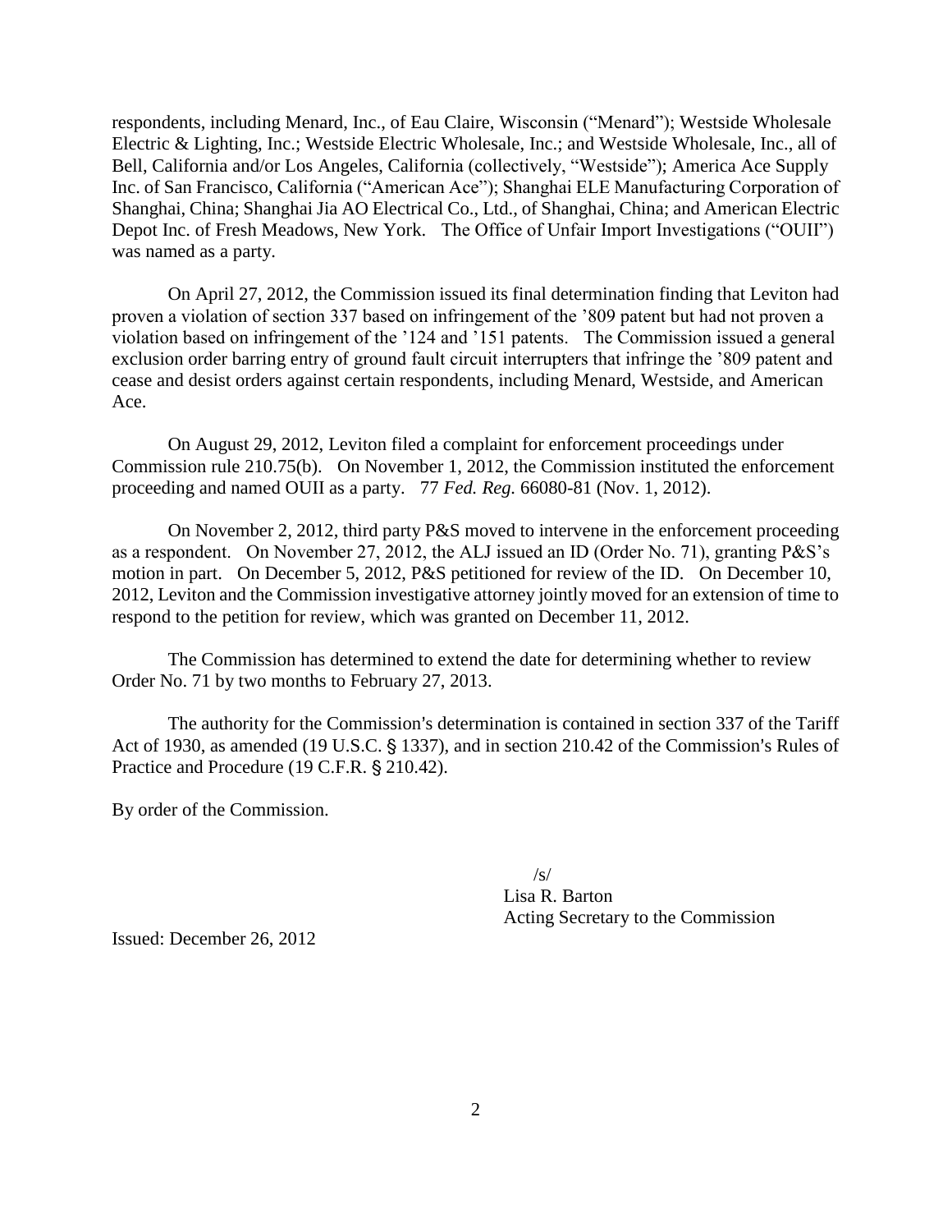respondents, including Menard, Inc., of Eau Claire, Wisconsin ("Menard"); Westside Wholesale Electric & Lighting, Inc.; Westside Electric Wholesale, Inc.; and Westside Wholesale, Inc., all of Bell, California and/or Los Angeles, California (collectively, "Westside"); America Ace Supply Inc. of San Francisco, California ("American Ace"); Shanghai ELE Manufacturing Corporation of Shanghai, China; Shanghai Jia AO Electrical Co., Ltd., of Shanghai, China; and American Electric Depot Inc. of Fresh Meadows, New York. The Office of Unfair Import Investigations ("OUII") was named as a party.

On April 27, 2012, the Commission issued its final determination finding that Leviton had proven a violation of section 337 based on infringement of the '809 patent but had not proven a violation based on infringement of the '124 and '151 patents. The Commission issued a general exclusion order barring entry of ground fault circuit interrupters that infringe the '809 patent and cease and desist orders against certain respondents, including Menard, Westside, and American Ace.

On August 29, 2012, Leviton filed a complaint for enforcement proceedings under Commission rule 210.75(b). On November 1, 2012, the Commission instituted the enforcement proceeding and named OUII as a party. 77 *Fed. Reg.* 66080-81 (Nov. 1, 2012).

On November 2, 2012, third party P&S moved to intervene in the enforcement proceeding as a respondent. On November 27, 2012, the ALJ issued an ID (Order No. 71), granting P&S's motion in part. On December 5, 2012, P&S petitioned for review of the ID. On December 10, 2012, Leviton and the Commission investigative attorney jointly moved for an extension of time to respond to the petition for review, which was granted on December 11, 2012.

The Commission has determined to extend the date for determining whether to review Order No. 71 by two months to February 27, 2013.

The authority for the Commission's determination is contained in section 337 of the Tariff Act of 1930, as amended (19 U.S.C. § 1337), and in section 210.42 of the Commission's Rules of Practice and Procedure (19 C.F.R. § 210.42).

By order of the Commission.

/s/
Lisa R. Barton
Acting Secretary to the Commission

Issued: December 26, 2012